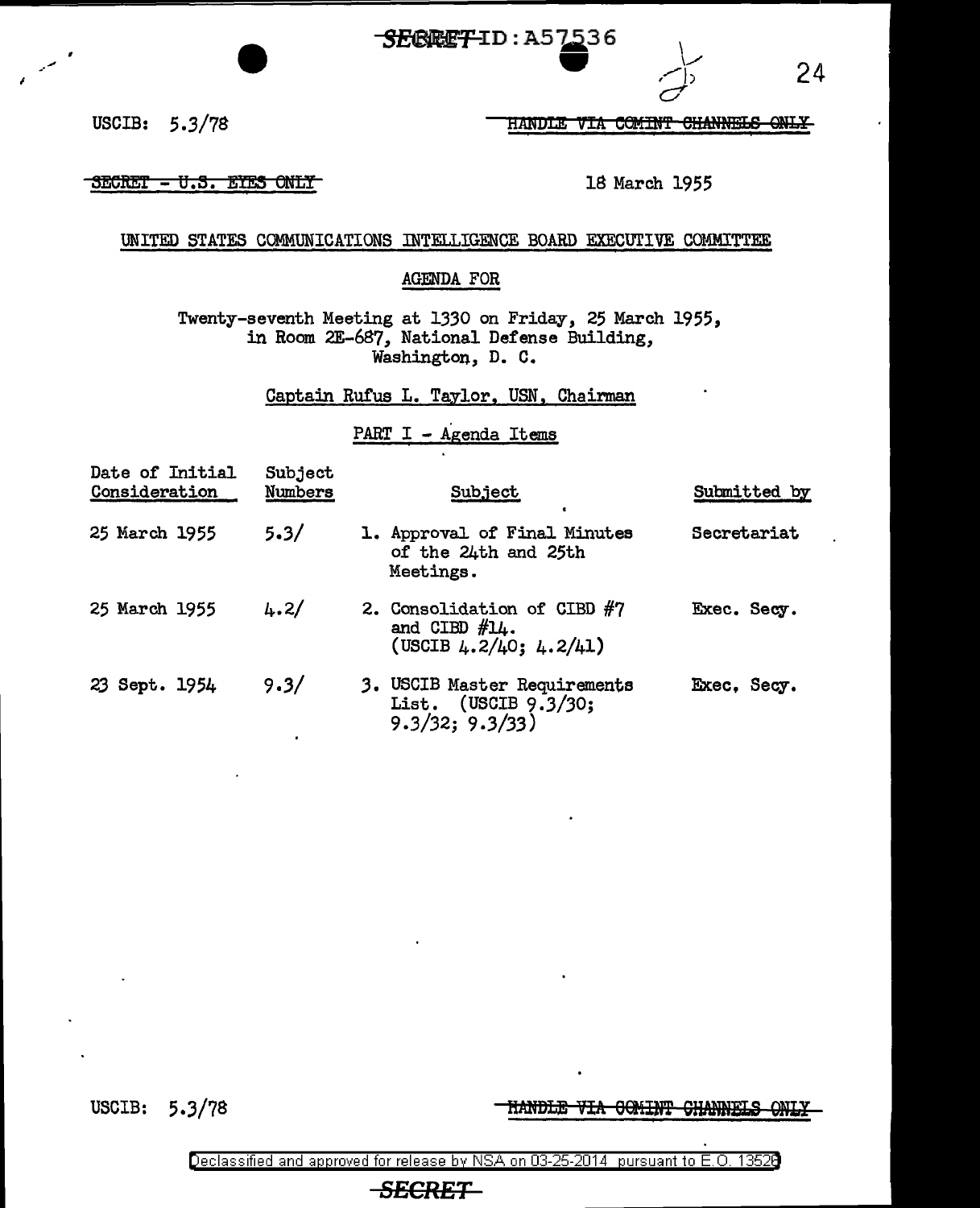USCIB: 5.3/78

HANDLE VIA COMINT CHANNELS ONLY

SECRET - U.S. EYES ONLY

18 March 1955

UNITED STATES COMMUNICATIONS INTELLIGENCE BOARD EXECUTIVE COMMITTEE

AGENDA FOR

Twenty-seventh Meeting at 1330 on Friday, 25 March 1955, in Room 2E-687, National Defense Building, Washington, D. C.

Captain Rufus L. Taylor, USN, Chairman

PART I - Agenda Items

| Date of Initial Consideration | Subject Numbers | Subject | Submitted by |
|---|---|---|---|
| 25 March 1955 | 5.3/ | 1. Approval of Final Minutes of the 24th and 25th Meetings. | Secretariat |
| 25 March 1955 | 4.2/ | 2. Consolidation of CIBD #7 and CIBD #14. (USCIB 4.2/40; 4.2/41) | Exec. Secy. |
| 23 Sept. 1954 | 9.3/ | 3. USCIB Master Requirements List. (USCIB 9.3/30; 9.3/32; 9.3/33) | Exec. Secy. |

USCIB: 5.3/78

HANDLE VIA COMINT CHANNELS ONLY

Declassified and approved for release by NSA on 03-25-2014 pursuant to E.O. 13526

SECRET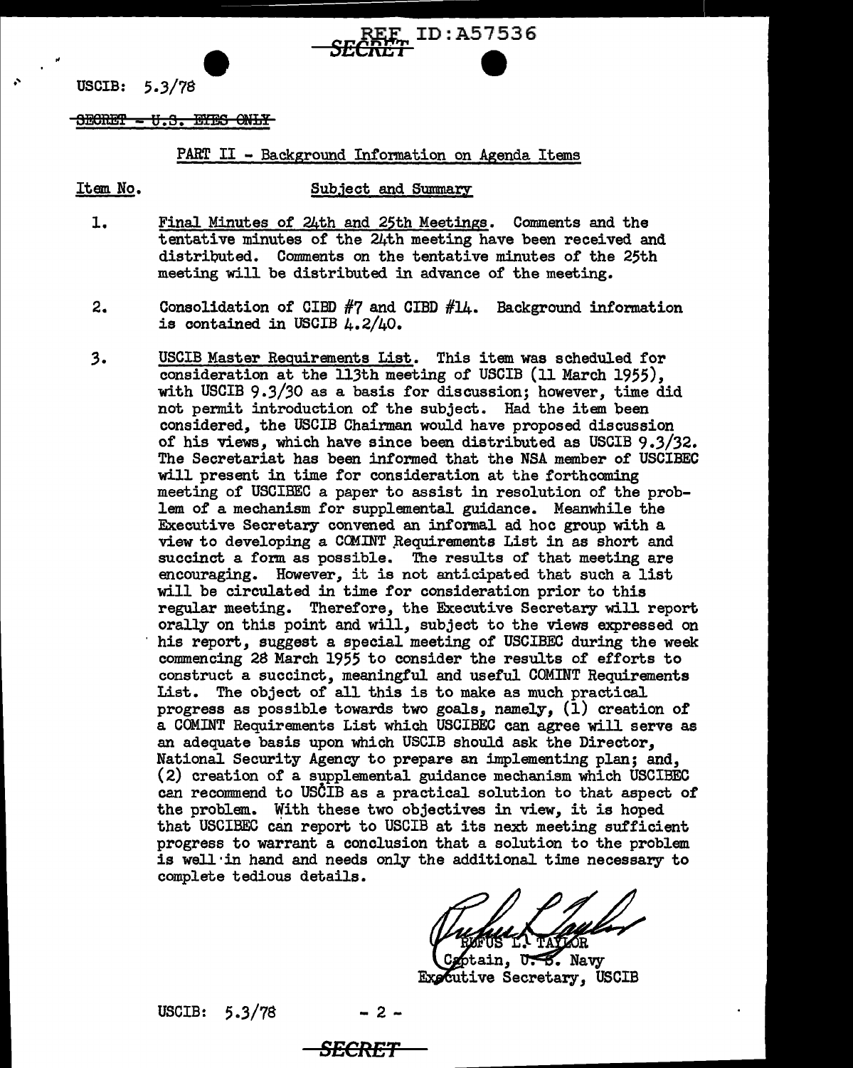REF ID:A57536

SECRET

USCIB: 5.3/78

~~SECRET - U.S. EYES ONLY~~

PART II - Background Information on Agenda Items

Item No. Subject and Summary

1. Final Minutes of 24th and 25th Meetings. Comments and the tentative minutes of the 24th meeting have been received and distributed. Comments on the tentative minutes of the 25th meeting will be distributed in advance of the meeting.

2. Consolidation of CIBD #7 and CIBD #14. Background information is contained in USCIB 4.2/40.

3. USCIB Master Requirements List. This item was scheduled for consideration at the 113th meeting of USCIB (11 March 1955), with USCIB 9.3/30 as a basis for discussion; however, time did not permit introduction of the subject. Had the item been considered, the USCIB Chairman would have proposed discussion of his views, which have since been distributed as USCIB 9.3/32. The Secretariat has been informed that the NSA member of USCIBEC will present in time for consideration at the forthcoming meeting of USCIBEC a paper to assist in resolution of the problem of a mechanism for supplemental guidance. Meanwhile the Executive Secretary convened an informal ad hoc group with a view to developing a COMINT Requirements List in as short and succinct a form as possible. The results of that meeting are encouraging. However, it is not anticipated that such a list will be circulated in time for consideration prior to this regular meeting. Therefore, the Executive Secretary will report orally on this point and will, subject to the views expressed on his report, suggest a special meeting of USCIBEC during the week commencing 28 March 1955 to consider the results of efforts to construct a succinct, meaningful and useful COMINT Requirements List. The object of all this is to make as much practical progress as possible towards two goals, namely, (1) creation of a COMINT Requirements List which USCIBEC can agree will serve as an adequate basis upon which USCIB should ask the Director, National Security Agency to prepare an implementing plan; and, (2) creation of a supplemental guidance mechanism which USCIBEC can recommend to USCIB as a practical solution to that aspect of the problem. With these two objectives in view, it is hoped that USCIBEC can report to USCIB at its next meeting sufficient progress to warrant a conclusion that a solution to the problem is well in hand and needs only the additional time necessary to complete tedious details.

RUFUS L. TAYLOR
Captain, U. S. Navy
Executive Secretary, USCIB

USCIB: 5.3/78

SECRET